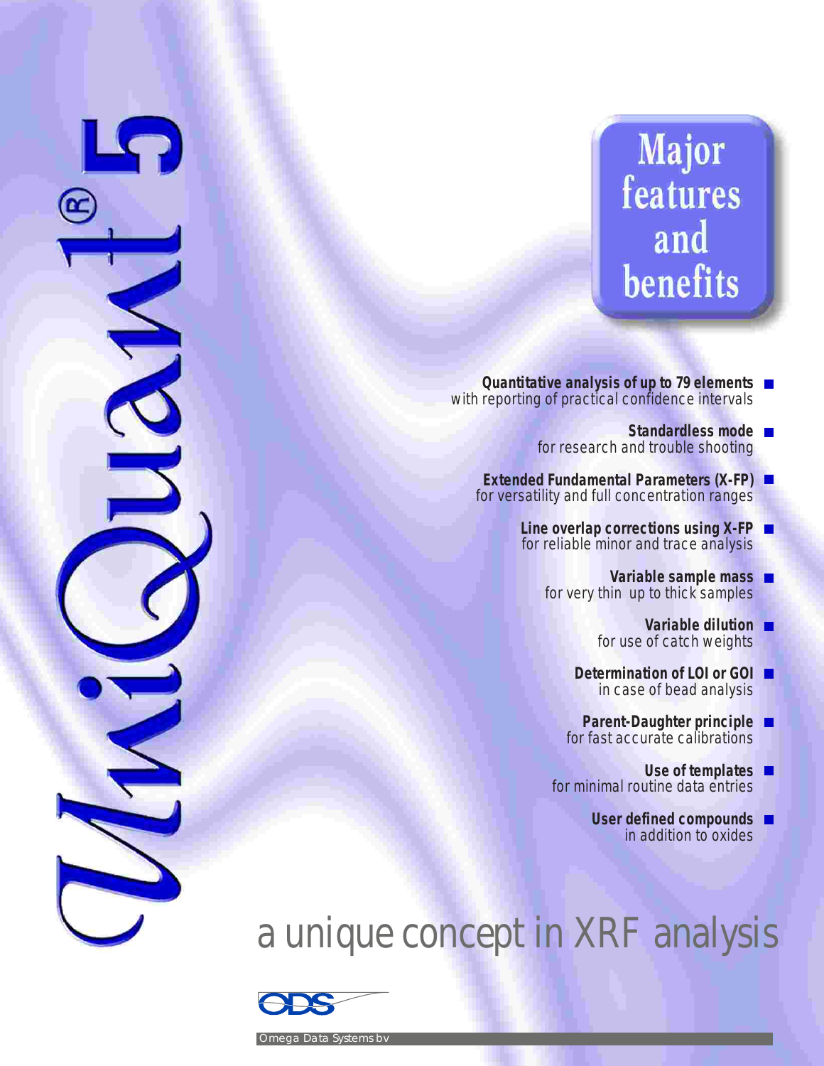# UniQuant® 5

## Major features and benefits

- **Quantitative analysis of up to 79 elements** with reporting of practical confidence intervals
- **Standardless mode** for research and trouble shooting
- **Extended Fundamental Parameters (X-FP)** for versatility and full concentration ranges
- **Line overlap corrections using X-FP** for reliable minor and trace analysis
- **Variable sample mass** for very thin up to thick samples
- **Variable dilution** for use of catch weights
- **Determination of LOI or GOI** in case of bead analysis
- **Parent-Daughter principle** for fast accurate calibrations
- **Use of templates** for minimal routine data entries
- **User defined compounds** in addition to oxides

a unique concept in XRF analysis

ODS

Omega Data Systems bv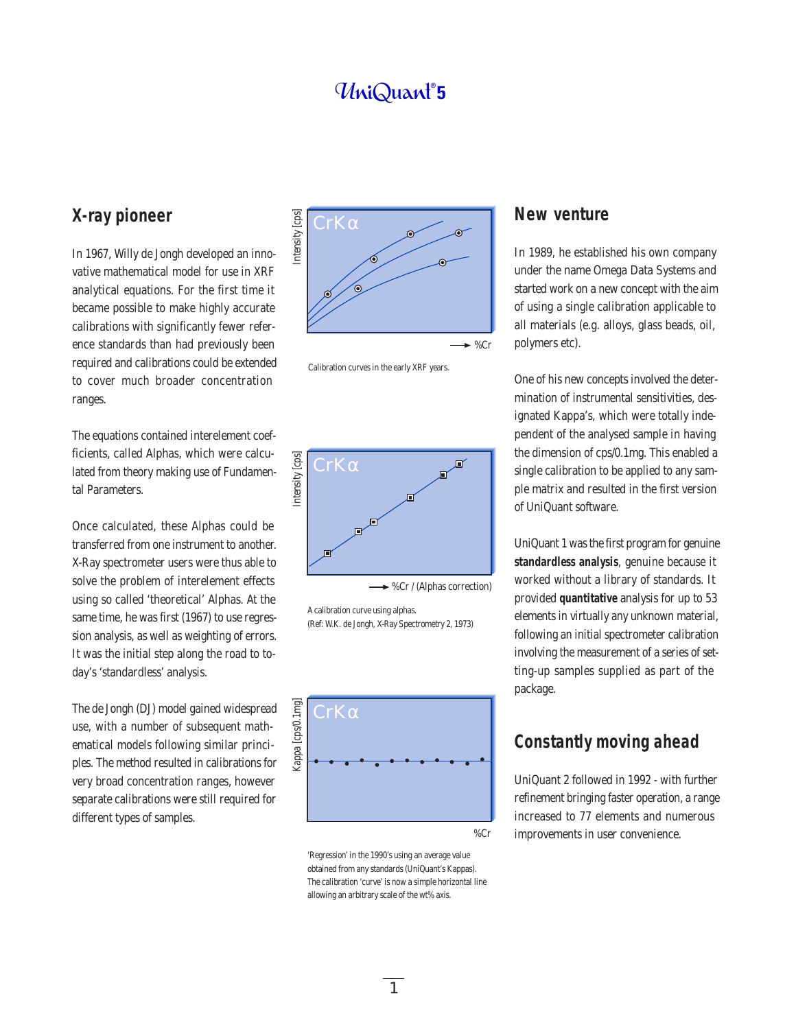## X-ray pioneer

In 1967, Willy de Jongh developed an innovative mathematical model for use in XRF analytical equations. For the first time it became possible to make highly accurate calibrations with significantly fewer reference standards than had previously been required and calibrations could be extended to cover much broader concentration ranges.

The equations contained interelement coefficients, called Alphas, which were calculated from theory making use of Fundamental Parameters.

Once calculated, these Alphas could be transferred from one instrument to another. X-Ray spectrometer users were thus able to solve the problem of interelement effects using so called 'theoretical' Alphas. At the same time, he was first (1967) to use regression analysis, as well as weighting of errors. It was the initial step along the road to today's 'standardless' analysis.

The de Jongh (DJ) model gained widespread use, with a number of subsequent mathematical models following similar principles. The method resulted in calibrations for very broad concentration ranges, however separate calibrations were still required for different types of samples.

Calibration curves in the early XRF years.

A calibration curve using alphas.
(Ref: W.K. de Jongh, X-Ray Spectrometry 2, 1973)

'Regression' in the 1990's using an average value obtained from any standards (UniQuant's Kappas). The calibration 'curve' is now a simple horizontal line allowing an arbitrary scale of the wt% axis.

## New venture

In 1989, he established his own company under the name Omega Data Systems and started work on a new concept with the aim of using a single calibration applicable to all materials (e.g. alloys, glass beads, oil, polymers etc).

One of his new concepts involved the determination of instrumental sensitivities, designated Kappa's, which were totally independent of the analysed sample in having the dimension of cps/0.1mg. This enabled a single calibration to be applied to any sample matrix and resulted in the first version of UniQuant software.

UniQuant 1 was the first program for genuine **standardless analysis**, genuine because it worked without a library of standards. It provided **quantitative** analysis for up to 53 elements in virtually any unknown material, following an initial spectrometer calibration involving the measurement of a series of setting-up samples supplied as part of the package.

## Constantly moving ahead

UniQuant 2 followed in 1992 - with further refinement bringing faster operation, a range increased to 77 elements and numerous improvements in user convenience.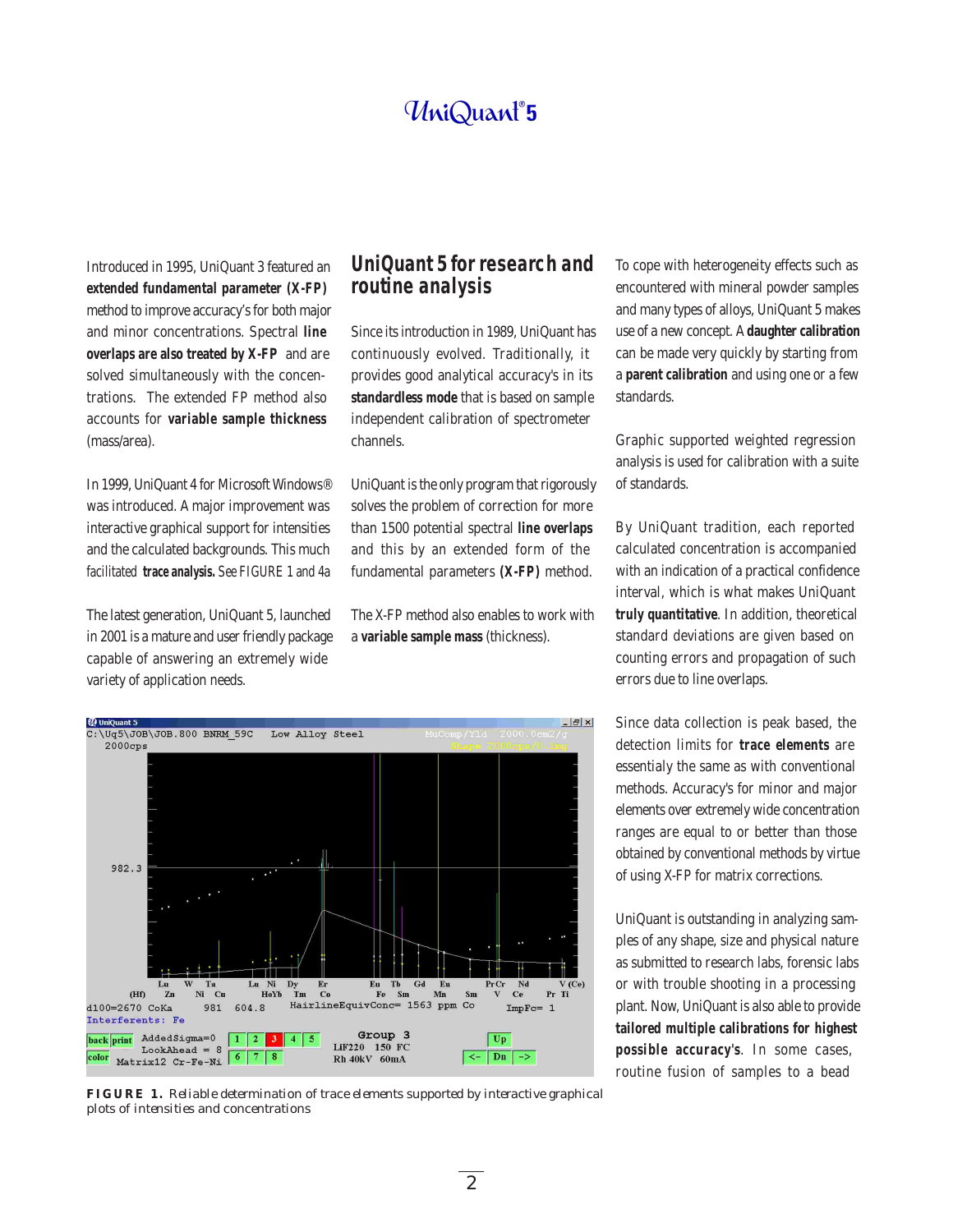Introduced in 1995, UniQuant 3 featured an **extended fundamental parameter (X-FP)** method to improve accuracy's for both major and minor concentrations. Spectral **line overlaps are also treated by X-FP** and are solved simultaneously with the concentrations. The extended FP method also accounts for **variable sample thickness** (mass/area).

In 1999, UniQuant 4 for Microsoft Windows® was introduced. A major improvement was interactive graphical support for intensities and the calculated backgrounds. This much facilitated **trace analysis.** See FIGURE 1 and 4a

The latest generation, UniQuant 5, launched in 2001 is a mature and user friendly package capable of answering an extremely wide variety of application needs.

## UniQuant 5 for research and routine analysis

Since its introduction in 1989, UniQuant has continuously evolved. Traditionally, it provides good analytical accuracy's in its **standardless mode** that is based on sample independent calibration of spectrometer channels.

UniQuant is the only program that rigorously solves the problem of correction for more than 1500 potential spectral **line overlaps** and this by an extended form of the fundamental parameters **(X-FP)** method.

The X-FP method also enables to work with a **variable sample mass** (thickness).

**FIGURE 1.** Reliable determination of trace elements supported by interactive graphical plots of intensities and concentrations

To cope with heterogeneity effects such as encountered with mineral powder samples and many types of alloys, UniQuant 5 makes use of a new concept. A **daughter calibration** can be made very quickly by starting from a **parent calibration** and using one or a few standards.

Graphic supported weighted regression analysis is used for calibration with a suite of standards.

By UniQuant tradition, each reported calculated concentration is accompanied with an indication of a practical confidence interval, which is what makes UniQuant **truly quantitative**. In addition, theoretical standard deviations are given based on counting errors and propagation of such errors due to line overlaps.

Since data collection is peak based, the detection limits for **trace elements** are essentialy the same as with conventional methods. Accuracy's for minor and major elements over extremely wide concentration ranges are equal to or better than those obtained by conventional methods by virtue of using X-FP for matrix corrections.

UniQuant is outstanding in analyzing samples of any shape, size and physical nature as submitted to research labs, forensic labs or with trouble shooting in a processing plant. Now, UniQuant is also able to provide **tailored multiple calibrations for highest possible accuracy's**. In some cases, routine fusion of samples to a bead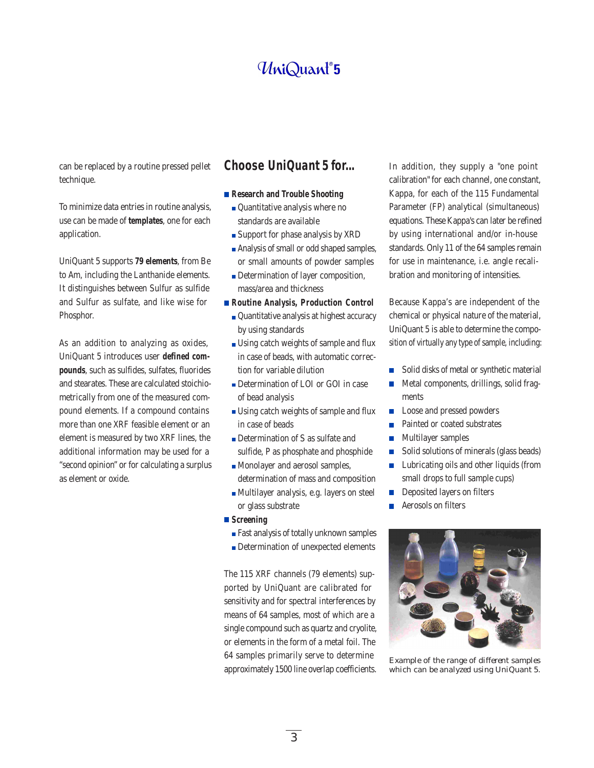can be replaced by a routine pressed pellet technique.

To minimize data entries in routine analysis, use can be made of **templates**, one for each application.

UniQuant 5 supports **79 elements**, from Be to Am, including the Lanthanide elements. It distinguishes between Sulfur as sulfide and Sulfur as sulfate, and like wise for Phosphor.

As an addition to analyzing as oxides, UniQuant 5 introduces user **defined compounds**, such as sulfides, sulfates, fluorides and stearates. These are calculated stoichiometrically from one of the measured compound elements. If a compound contains more than one XRF feasible element or an element is measured by two XRF lines, the additional information may be used for a "second opinion" or for calculating a surplus as element or oxide.

## Choose UniQuant 5 for...

- **Research and Trouble Shooting**
  - Quantitative analysis where no standards are available
  - Support for phase analysis by XRD
  - Analysis of small or odd shaped samples, or small amounts of powder samples
  - Determination of layer composition, mass/area and thickness
- **Routine Analysis, Production Control**
  - Quantitative analysis at highest accuracy by using standards
  - Using catch weights of sample and flux in case of beads, with automatic correction for variable dilution
  - Determination of LOI or GOI in case of bead analysis
  - Using catch weights of sample and flux in case of beads
  - Determination of S as sulfate and sulfide, P as phosphate and phosphide
  - Monolayer and aerosol samples, determination of mass and composition
  - Multilayer analysis, e.g. layers on steel or glass substrate
- **Screening**
  - Fast analysis of totally unknown samples
  - Determination of unexpected elements

The 115 XRF channels (79 elements) supported by UniQuant are calibrated for sensitivity and for spectral interferences by means of 64 samples, most of which are a single compound such as quartz and cryolite, or elements in the form of a metal foil. The 64 samples primarily serve to determine approximately 1500 line overlap coefficients.

In addition, they supply a "one point calibration" for each channel, one constant, Kappa, for each of the 115 Fundamental Parameter (FP) analytical (simultaneous) equations. These Kappa's can later be refined by using international and/or in-house standards. Only 11 of the 64 samples remain for use in maintenance, i.e. angle recalibration and monitoring of intensities.

Because Kappa's are independent of the chemical or physical nature of the material, UniQuant 5 is able to determine the composition of virtually any type of sample, including:

- Solid disks of metal or synthetic material
- Metal components, drillings, solid fragments
- Loose and pressed powders
- Painted or coated substrates
- Multilayer samples
- Solid solutions of minerals (glass beads)
- Lubricating oils and other liquids (from small drops to full sample cups)
- Deposited layers on filters
- Aerosols on filters

Example of the range of different samples which can be analyzed using UniQuant 5.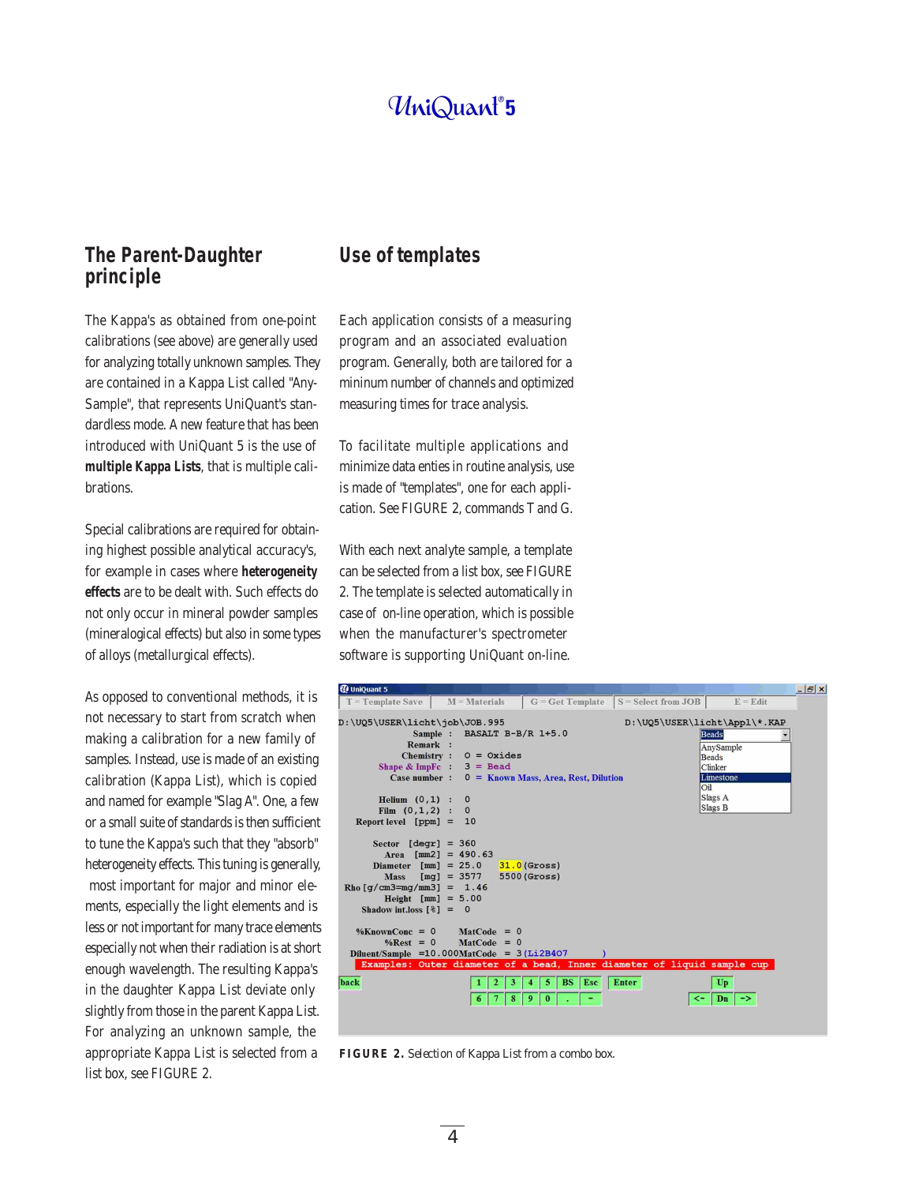## The Parent-Daughter principle

The Kappa's as obtained from one-point calibrations (see above) are generally used for analyzing totally unknown samples. They are contained in a Kappa List called "Any-Sample", that represents UniQuant's standardless mode. A new feature that has been introduced with UniQuant 5 is the use of **multiple Kappa Lists**, that is multiple calibrations.

Special calibrations are required for obtaining highest possible analytical accuracy's, for example in cases where **heterogeneity effects** are to be dealt with. Such effects do not only occur in mineral powder samples (mineralogical effects) but also in some types of alloys (metallurgical effects).

As opposed to conventional methods, it is not necessary to start from scratch when making a calibration for a new family of samples. Instead, use is made of an existing calibration (Kappa List), which is copied and named for example "Slag A". One, a few or a small suite of standards is then sufficient to tune the Kappa's such that they "absorb" heterogeneity effects. This tuning is generally, most important for major and minor elements, especially the light elements and is less or not important for many trace elements especially not when their radiation is at short enough wavelength. The resulting Kappa's in the daughter Kappa List deviate only slightly from those in the parent Kappa List. For analyzing an unknown sample, the appropriate Kappa List is selected from a list box, see FIGURE 2.

## Use of templates

Each application consists of a measuring program and an associated evaluation program. Generally, both are tailored for a mininum number of channels and optimized measuring times for trace analysis.

To facilitate multiple applications and minimize data enties in routine analysis, use is made of "templates", one for each application. See FIGURE 2, commands T and G.

With each next analyte sample, a template can be selected from a list box, see FIGURE 2. The template is selected automatically in case of on-line operation, which is possible when the manufacturer's spectrometer software is supporting UniQuant on-line.

**FIGURE 2.** Selection of Kappa List from a combo box.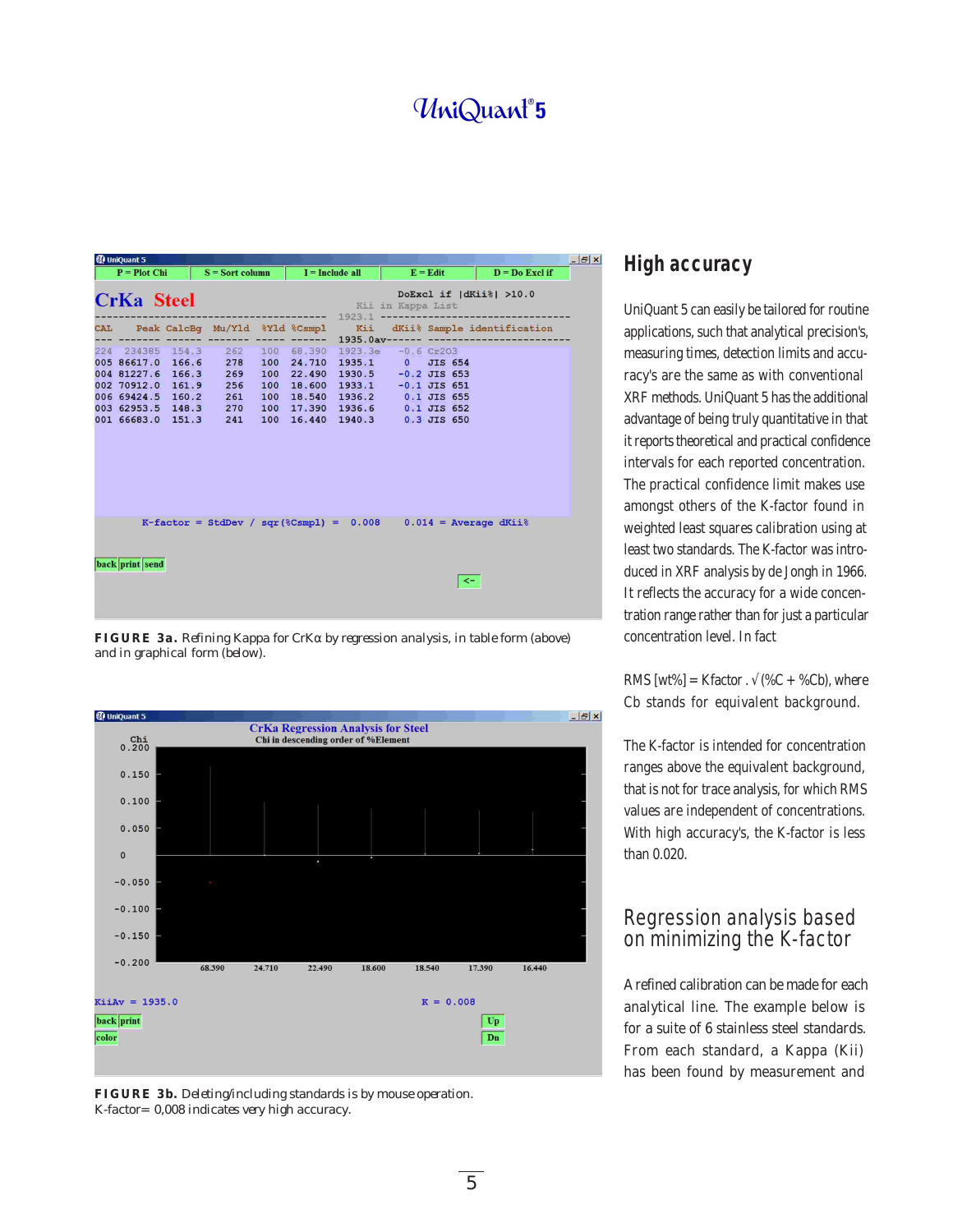# UniQuant® 5

FIGURE 3a. Refining Kappa for CrKα by regression analysis, in table form (above) and in graphical form (below).

FIGURE 3b. Deleting/including standards is by mouse operation. K-factor= 0,008 indicates very high accuracy.

## High accuracy

UniQuant 5 can easily be tailored for routine applications, such that analytical precision's, measuring times, detection limits and accuracy's are the same as with conventional XRF methods. UniQuant 5 has the additional advantage of being truly quantitative in that it reports theoretical and practical confidence intervals for each reported concentration. The practical confidence limit makes use amongst others of the K-factor found in weighted least squares calibration using at least two standards. The K-factor was introduced in XRF analysis by de Jongh in 1966. It reflects the accuracy for a wide concentration range rather than for just a particular concentration level. In fact

RMS [wt%] = Kfactor . $\sqrt{(\%C + \%Cb)}$, where Cb stands for equivalent background.

The K-factor is intended for concentration ranges above the equivalent background, that is not for trace analysis, for which RMS values are independent of concentrations. With high accuracy's, the K-factor is less than 0.020.

## Regression analysis based on minimizing the K-factor

A refined calibration can be made for each analytical line. The example below is for a suite of 6 stainless steel standards. From each standard, a Kappa (Kii) has been found by measurement and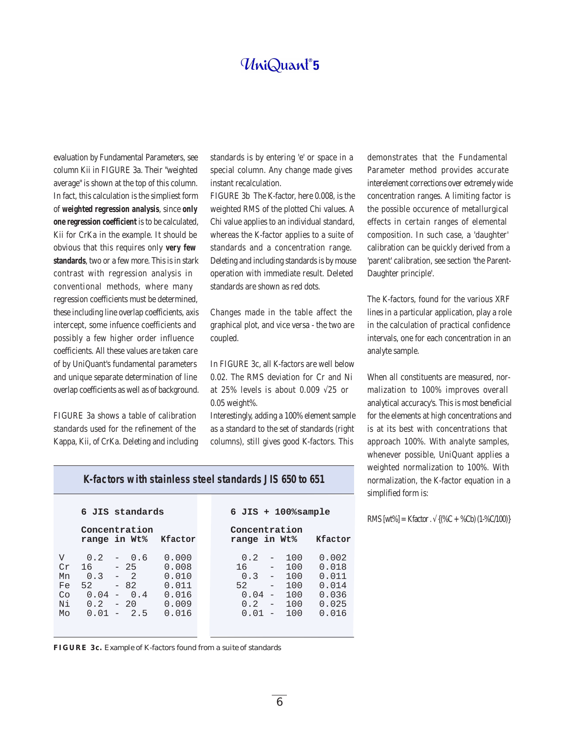evaluation by Fundamental Parameters, see column Kii in FIGURE 3a. Their "weighted average" is shown at the top of this column. In fact, this calculation is the simpliest form of **weighted regression analysis**, since **only one regression coefficient** is to be calculated, Kii for CrKa in the example. It should be obvious that this requires only **very few standards**, two or a few more. This is in stark contrast with regression analysis in conventional methods, where many regression coefficients must be determined, these including line overlap coefficients, axis intercept, some infuence coefficients and possibly a few higher order influence coefficients. All these values are taken care of by UniQuant's fundamental parameters and unique separate determination of line overlap coefficients as well as of background.

FIGURE 3a shows a table of calibration standards used for the refinement of the Kappa, Kii, of CrKa. Deleting and including standards is by entering 'e' or space in a special column. Any change made gives instant recalculation.

FIGURE 3b The K-factor, here 0.008, is the weighted RMS of the plotted Chi values. A Chi value applies to an individual standard, whereas the K-factor applies to a suite of standards and a concentration range. Deleting and including standards is by mouse operation with immediate result. Deleted standards are shown as red dots.

Changes made in the table affect the graphical plot, and vice versa - the two are coupled.

In FIGURE 3c, all K-factors are well below 0.02. The RMS deviation for Cr and Ni at 25% levels is about 0.009 √25 or 0.05 weight%.

Interestingly, adding a 100% element sample as a standard to the set of standards (right columns), still gives good K-factors. This demonstrates that the Fundamental Parameter method provides accurate interelement corrections over extremely wide concentration ranges. A limiting factor is the possible occurence of metallurgical effects in certain ranges of elemental composition. In such case, a 'daughter' calibration can be quickly derived from a 'parent' calibration, see section 'the Parent-Daughter principle'.

The K-factors, found for the various XRF lines in a particular application, play a role in the calculation of practical confidence intervals, one for each concentration in an analyte sample.

When all constituents are measured, normalization to 100% improves overall analytical accuracy's. This is most beneficial for the elements at high concentrations and is at its best with concentrations that approach 100%. With analyte samples, whenever possible, UniQuant applies a weighted normalization to 100%. With normalization, the K-factor equation in a simplified form is:

$$\text{RMS [wt\%]} = \text{Kfactor} \cdot \sqrt{(\%C + \%Cb)(1 - \%C/100)}$$

**K-factors with stainless steel standards JIS 650 to 651**

| | 6 JIS standards | | 6 JIS + 100%sample | |
|---|---|---|---|---|
| | Concentration range in Wt% | Kfactor | Concentration range in Wt% | Kfactor |
| V | 0.2 - 0.6 | 0.000 | 0.2 - 100 | 0.002 |
| Cr | 16 - 25 | 0.008 | 16 - 100 | 0.018 |
| Mn | 0.3 - 2 | 0.010 | 0.3 - 100 | 0.011 |
| Fe | 52 - 82 | 0.011 | 52 - 100 | 0.014 |
| Co | 0.04 - 0.4 | 0.016 | 0.04 - 100 | 0.036 |
| Ni | 0.2 - 20 | 0.009 | 0.2 - 100 | 0.025 |
| Mo | 0.01 - 2.5 | 0.016 | 0.01 - 100 | 0.016 |

**FIGURE 3c.** Example of K-factors found from a suite of standards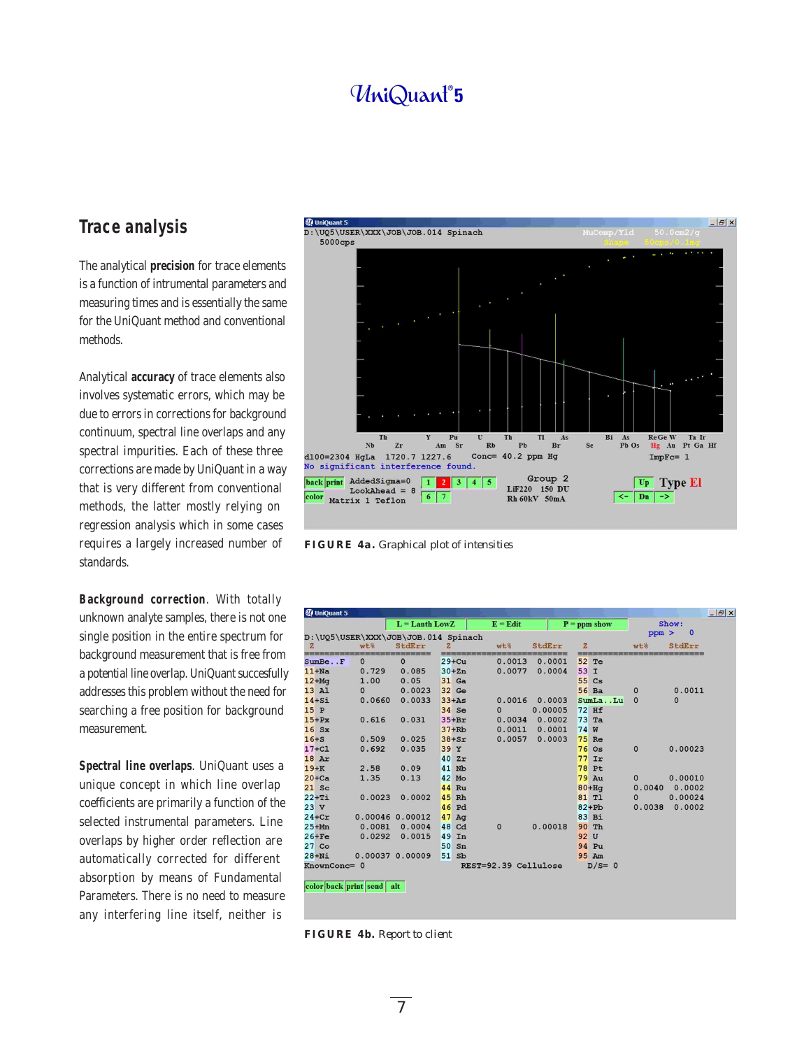## Trace analysis

The analytical **precision** for trace elements is a function of intrumental parameters and measuring times and is essentially the same for the UniQuant method and conventional methods.

Analytical **accuracy** of trace elements also involves systematic errors, which may be due to errors in corrections for background continuum, spectral line overlaps and any spectral impurities. Each of these three corrections are made by UniQuant in a way that is very different from conventional methods, the latter mostly relying on regression analysis which in some cases requires a largely increased number of standards.

**Background correction**. With totally unknown analyte samples, there is not one single position in the entire spectrum for background measurement that is free from a potential line overlap. UniQuant succesfully addresses this problem without the need for searching a free position for background measurement.

**Spectral line overlaps**. UniQuant uses a unique concept in which line overlap coefficients are primarily a function of the selected instrumental parameters. Line overlaps by higher order reflection are automatically corrected for different absorption by means of Fundamental Parameters. There is no need to measure any interfering line itself, neither is

**FIGURE 4a.** Graphical plot of intensities

**FIGURE 4b.** Report to client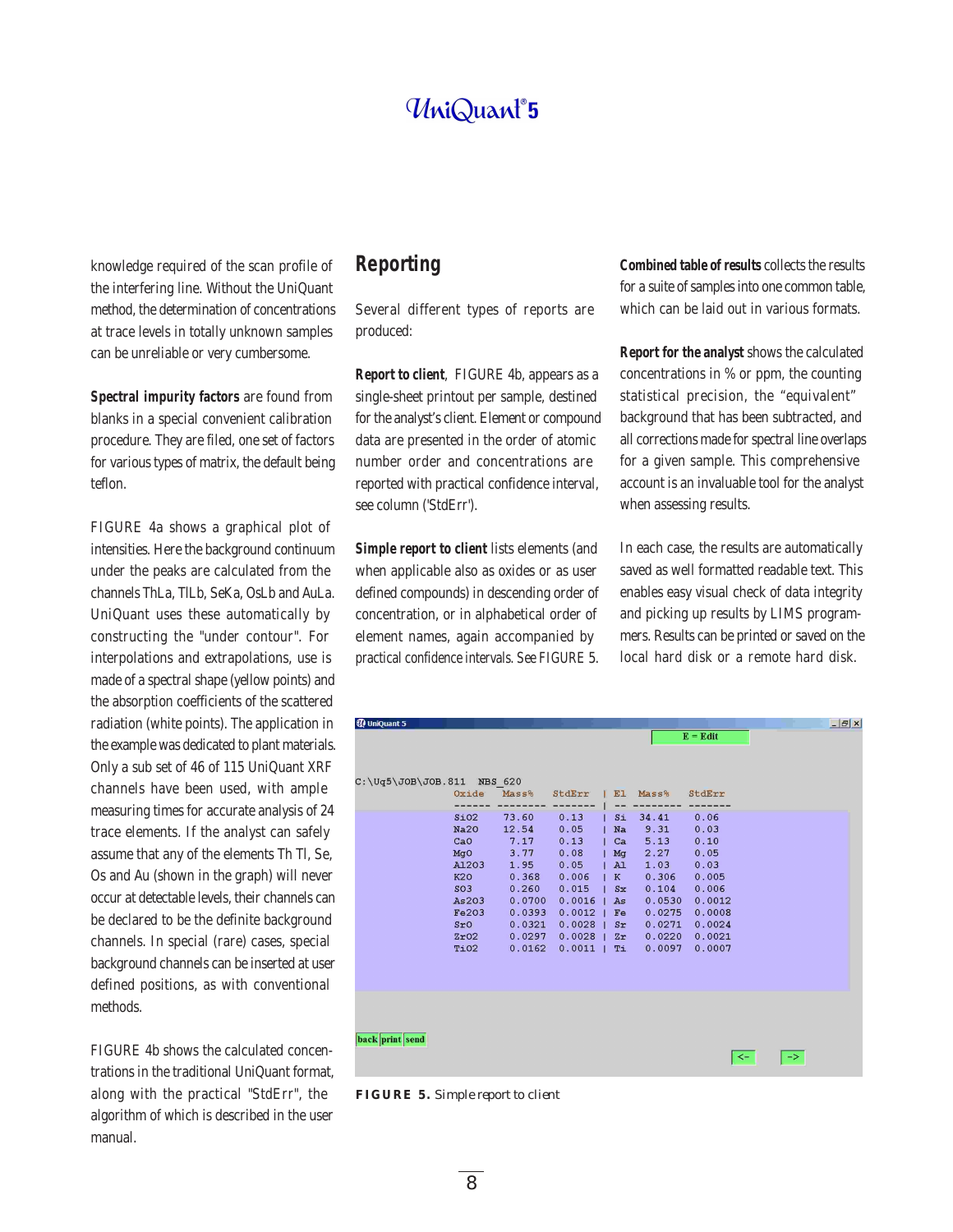knowledge required of the scan profile of the interfering line. Without the UniQuant method, the determination of concentrations at trace levels in totally unknown samples can be unreliable or very cumbersome.

**Spectral impurity factors** are found from blanks in a special convenient calibration procedure. They are filed, one set of factors for various types of matrix, the default being teflon.

FIGURE 4a shows a graphical plot of intensities. Here the background continuum under the peaks are calculated from the channels ThLa, TlLb, SeKa, OsLb and AuLa. UniQuant uses these automatically by constructing the "under contour". For interpolations and extrapolations, use is made of a spectral shape (yellow points) and the absorption coefficients of the scattered radiation (white points). The application in the example was dedicated to plant materials. Only a sub set of 46 of 115 UniQuant XRF channels have been used, with ample measuring times for accurate analysis of 24 trace elements. If the analyst can safely assume that any of the elements Th Tl, Se, Os and Au (shown in the graph) will never occur at detectable levels, their channels can be declared to be the definite background channels. In special (rare) cases, special background channels can be inserted at user defined positions, as with conventional methods.

FIGURE 4b shows the calculated concentrations in the traditional UniQuant format, along with the practical "StdErr", the algorithm of which is described in the user manual.

## Reporting

Several different types of reports are produced:

**Report to client**, FIGURE 4b, appears as a single-sheet printout per sample, destined for the analyst's client. Element or compound data are presented in the order of atomic number order and concentrations are reported with practical confidence interval, see column ('StdErr').

**Simple report to client** lists elements (and when applicable also as oxides or as user defined compounds) in descending order of concentration, or in alphabetical order of element names, again accompanied by practical confidence intervals. See FIGURE 5.

**Combined table of results** collects the results for a suite of samples into one common table, which can be laid out in various formats.

**Report for the analyst** shows the calculated concentrations in % or ppm, the counting statistical precision, the "equivalent" background that has been subtracted, and all corrections made for spectral line overlaps for a given sample. This comprehensive account is an invaluable tool for the analyst when assessing results.

In each case, the results are automatically saved as well formatted readable text. This enables easy visual check of data integrity and picking up results by LIMS programmers. Results can be printed or saved on the local hard disk or a remote hard disk.

UniQuant 5

E = Edit

C:\Uq5\JOB\JOB.811 NBS_620

| Oxide | Mass% | StdErr | El | Mass% | StdErr |
|---|---|---|---|---|---|
| SiO2 | 73.60 | 0.13 | Si | 34.41 | 0.06 |
| Na2O | 12.54 | 0.05 | Na | 9.31 | 0.03 |
| CaO | 7.17 | 0.13 | Ca | 5.13 | 0.10 |
| MgO | 3.77 | 0.08 | Mg | 2.27 | 0.05 |
| Al2O3 | 1.95 | 0.05 | Al | 1.03 | 0.03 |
| K2O | 0.368 | 0.006 | K | 0.306 | 0.005 |
| SO3 | 0.260 | 0.015 | Sx | 0.104 | 0.006 |
| As2O3 | 0.0700 | 0.0016 | As | 0.0530 | 0.0012 |
| Fe2O3 | 0.0393 | 0.0012 | Fe | 0.0275 | 0.0008 |
| SrO | 0.0321 | 0.0028 | Sr | 0.0271 | 0.0024 |
| ZrO2 | 0.0297 | 0.0028 | Zr | 0.0220 | 0.0021 |
| TiO2 | 0.0162 | 0.0011 | Ti | 0.0097 | 0.0007 |

back print send

<- ->

**FIGURE 5.** *Simple report to client*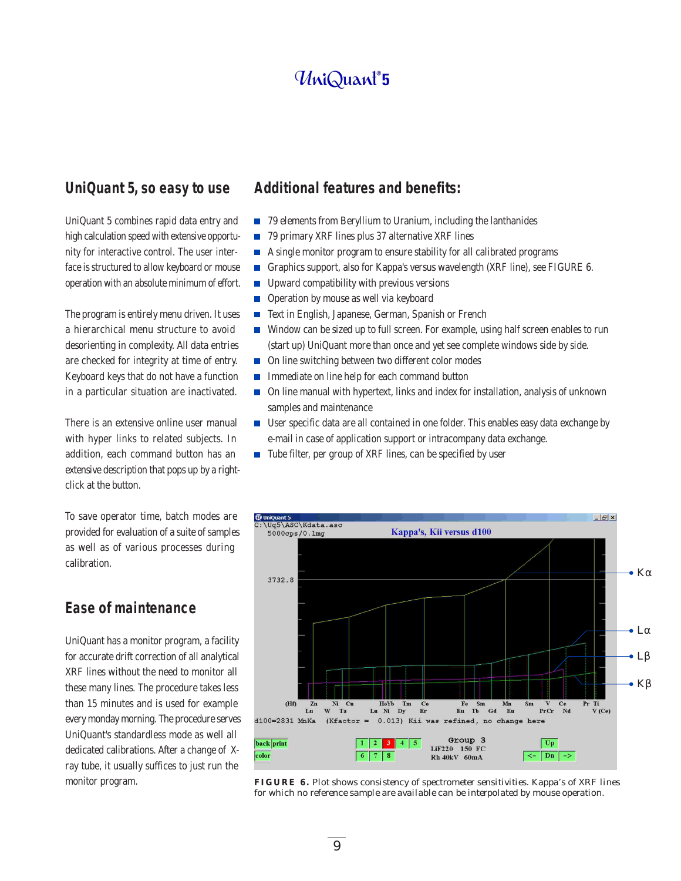## UniQuant 5, so easy to use

UniQuant 5 combines rapid data entry and high calculation speed with extensive opportunity for interactive control. The user interface is structured to allow keyboard or mouse operation with an absolute minimum of effort.

The program is entirely menu driven. It uses a hierarchical menu structure to avoid desorienting in complexity. All data entries are checked for integrity at time of entry. Keyboard keys that do not have a function in a particular situation are inactivated.

There is an extensive online user manual with hyper links to related subjects. In addition, each command button has an extensive description that pops up by a right-click at the button.

To save operator time, batch modes are provided for evaluation of a suite of samples as well as of various processes during calibration.

## Ease of maintenance

UniQuant has a monitor program, a facility for accurate drift correction of all analytical XRF lines without the need to monitor all these many lines. The procedure takes less than 15 minutes and is used for example every monday morning. The procedure serves UniQuant's standardless mode as well all dedicated calibrations. After a change of X-ray tube, it usually suffices to just run the monitor program.

## Additional features and benefits:

- 79 elements from Beryllium to Uranium, including the lanthanides
- 79 primary XRF lines plus 37 alternative XRF lines
- A single monitor program to ensure stability for all calibrated programs
- Graphics support, also for Kappa's versus wavelength (XRF line), see FIGURE 6.
- Upward compatibility with previous versions
- Operation by mouse as well via keyboard
- Text in English, Japanese, German, Spanish or French
- Window can be sized up to full screen. For example, using half screen enables to run (start up) UniQuant more than once and yet see complete windows side by side.
- On line switching between two different color modes
- Immediate on line help for each command button
- On line manual with hypertext, links and index for installation, analysis of unknown samples and maintenance
- User specific data are all contained in one folder. This enables easy data exchange by e-mail in case of application support or intracompany data exchange.
- Tube filter, per group of XRF lines, can be specified by user

**FIGURE 6.** Plot shows consistency of spectrometer sensitivities. Kappa's of XRF lines for which no reference sample are available can be interpolated by mouse operation.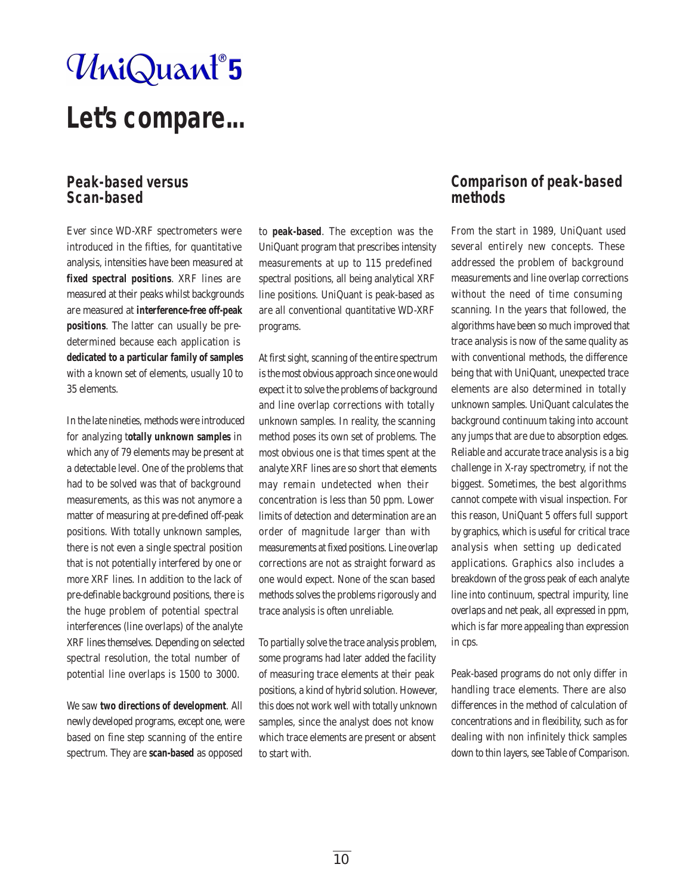# UniQuant®5

# Let's compare...

## Peak-based versus Scan-based

Ever since WD-XRF spectrometers were introduced in the fifties, for quantitative analysis, intensities have been measured at **fixed spectral positions**. XRF lines are measured at their peaks whilst backgrounds are measured at **interference-free off-peak positions**. The latter can usually be predetermined because each application is **dedicated to a particular family of samples** with a known set of elements, usually 10 to 35 elements.

In the late nineties, methods were introduced for analyzing t**otally unknown samples** in which any of 79 elements may be present at a detectable level. One of the problems that had to be solved was that of background measurements, as this was not anymore a matter of measuring at pre-defined off-peak positions. With totally unknown samples, there is not even a single spectral position that is not potentially interfered by one or more XRF lines. In addition to the lack of pre-definable background positions, there is the huge problem of potential spectral interferences (line overlaps) of the analyte XRF lines themselves. Depending on selected spectral resolution, the total number of potential line overlaps is 1500 to 3000.

We saw **two directions of development**. All newly developed programs, except one, were based on fine step scanning of the entire spectrum. They are **scan-based** as opposed to **peak-based**. The exception was the UniQuant program that prescribes intensity measurements at up to 115 predefined spectral positions, all being analytical XRF line positions. UniQuant is peak-based as are all conventional quantitative WD-XRF programs.

At first sight, scanning of the entire spectrum is the most obvious approach since one would expect it to solve the problems of background and line overlap corrections with totally unknown samples. In reality, the scanning method poses its own set of problems. The most obvious one is that times spent at the analyte XRF lines are so short that elements may remain undetected when their concentration is less than 50 ppm. Lower limits of detection and determination are an order of magnitude larger than with measurements at fixed positions. Line overlap corrections are not as straight forward as one would expect. None of the scan based methods solves the problems rigorously and trace analysis is often unreliable.

To partially solve the trace analysis problem, some programs had later added the facility of measuring trace elements at their peak positions, a kind of hybrid solution. However, this does not work well with totally unknown samples, since the analyst does not know which trace elements are present or absent to start with.

## Comparison of peak-based methods

From the start in 1989, UniQuant used several entirely new concepts. These addressed the problem of background measurements and line overlap corrections without the need of time consuming scanning. In the years that followed, the algorithms have been so much improved that trace analysis is now of the same quality as with conventional methods, the difference being that with UniQuant, unexpected trace elements are also determined in totally unknown samples. UniQuant calculates the background continuum taking into account any jumps that are due to absorption edges. Reliable and accurate trace analysis is a big challenge in X-ray spectrometry, if not the biggest. Sometimes, the best algorithms cannot compete with visual inspection. For this reason, UniQuant 5 offers full support by graphics, which is useful for critical trace analysis when setting up dedicated applications. Graphics also includes a breakdown of the gross peak of each analyte line into continuum, spectral impurity, line overlaps and net peak, all expressed in ppm, which is far more appealing than expression in cps.

Peak-based programs do not only differ in handling trace elements. There are also differences in the method of calculation of concentrations and in flexibility, such as for dealing with non infinitely thick samples down to thin layers, see Table of Comparison.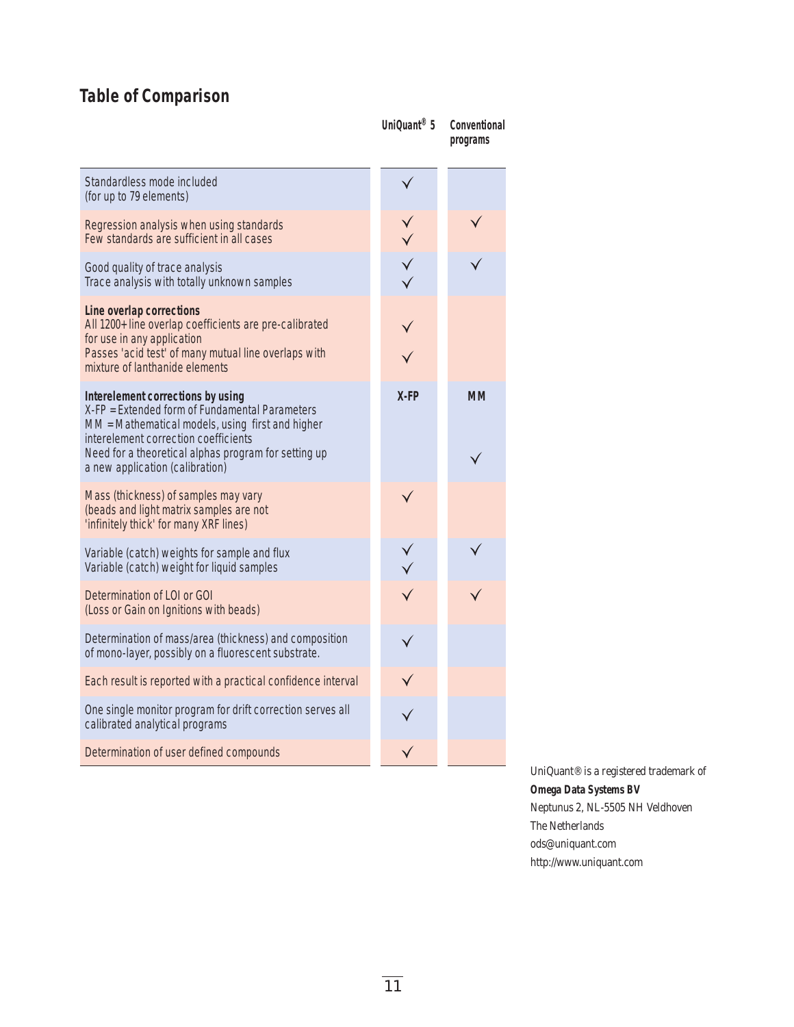## Table of Comparison

| | UniQuant® 5 | Conventional programs |
|---|---|---|
| Standardless mode included<br>(for up to 79 elements) | ✓ | |
| Regression analysis when using standards<br>Few standards are sufficient in all cases | ✓<br>✓ | ✓ |
| Good quality of trace analysis<br>Trace analysis with totally unknown samples | ✓<br>✓ | ✓ |
| **Line overlap corrections**<br>All 1200+ line overlap coefficients are pre-calibrated for use in any application<br>Passes 'acid test' of many mutual line overlaps with mixture of lanthanide elements | <br>✓<br>✓ | |
| **Interelement corrections by using**<br>X-FP = Extended form of Fundamental Parameters<br>MM = Mathematical models, using first and higher interelement correction coefficients<br>Need for a theoretical alphas program for setting up a new application (calibration) | **X-FP** | **MM**<br><br><br>✓ |
| Mass (thickness) of samples may vary<br>(beads and light matrix samples are not 'infinitely thick' for many XRF lines) | ✓ | |
| Variable (catch) weights for sample and flux<br>Variable (catch) weight for liquid samples | ✓<br>✓ | ✓ |
| Determination of LOI or GOI<br>(Loss or Gain on Ignitions with beads) | ✓ | ✓ |
| Determination of mass/area (thickness) and composition of mono-layer, possibly on a fluorescent substrate. | ✓ | |
| Each result is reported with a practical confidence interval | ✓ | |
| One single monitor program for drift correction serves all calibrated analytical programs | ✓ | |
| Determination of user defined compounds | ✓ | |

UniQuant® is a registered trademark of
**Omega Data Systems BV**
Neptunus 2, NL-5505 NH Veldhoven
The Netherlands
ods@uniquant.com
http://www.uniquant.com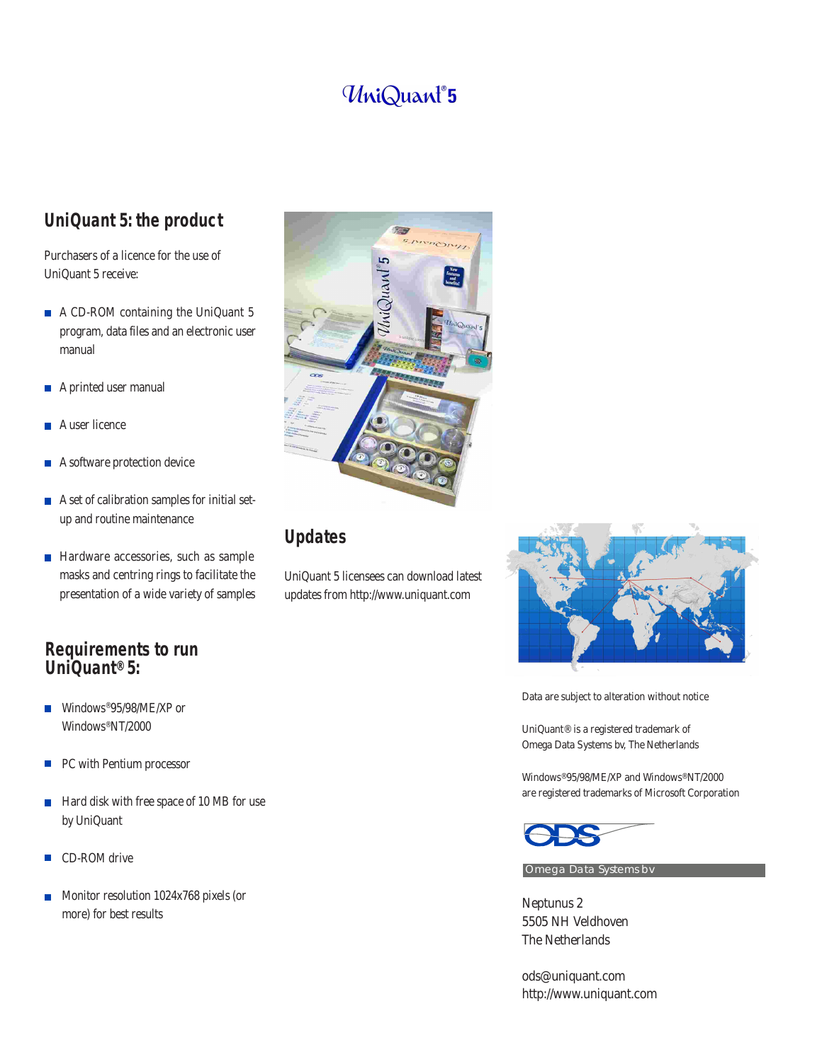# UniQuant®5

## UniQuant 5: the product

Purchasers of a licence for the use of UniQuant 5 receive:

- A CD-ROM containing the UniQuant 5 program, data files and an electronic user manual
- A printed user manual
- A user licence
- A software protection device
- A set of calibration samples for initial set-up and routine maintenance
- Hardware accessories, such as sample masks and centring rings to facilitate the presentation of a wide variety of samples

## Requirements to run UniQuant® 5:

- Windows®95/98/ME/XP or Windows®NT/2000
- PC with Pentium processor
- Hard disk with free space of 10 MB for use by UniQuant
- CD-ROM drive
- Monitor resolution 1024x768 pixels (or more) for best results

## Updates

UniQuant 5 licensees can download latest updates from http://www.uniquant.com

Data are subject to alteration without notice

UniQuant® is a registered trademark of Omega Data Systems bv, The Netherlands

Windows®95/98/ME/XP and Windows®NT/2000 are registered trademarks of Microsoft Corporation

ODS

Omega Data Systems bv

Neptunus 2
5505 NH Veldhoven
The Netherlands

ods@uniquant.com
http://www.uniquant.com